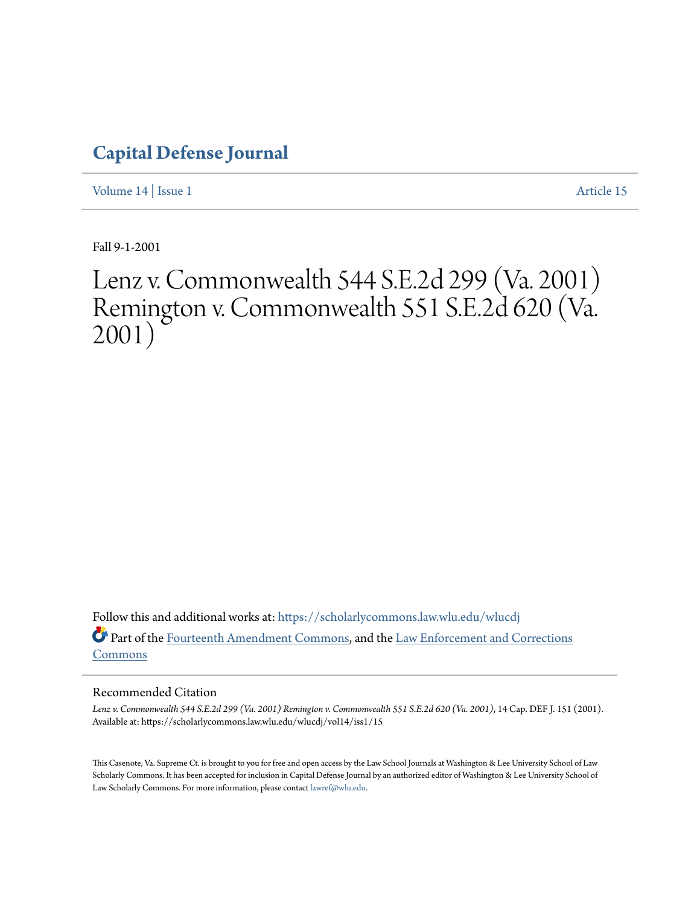# Capital Defense Journal

Volume 14 | Issue 1 Article 15

Fall 9-1-2001

# Lenz v. Commonwealth 544 S.E.2d 299 (Va. 2001) Remington v. Commonwealth 551 S.E.2d 620 (Va. 2001)

Follow this and additional works at: https://scholarlycommons.law.wlu.edu/wlucdj

Part of the Fourteenth Amendment Commons, and the Law Enforcement and Corrections Commons

## Recommended Citation

*Lenz v. Commonwealth 544 S.E.2d 299 (Va. 2001) Remington v. Commonwealth 551 S.E.2d 620 (Va. 2001)*, 14 Cap. DEF J. 151 (2001).
Available at: https://scholarlycommons.law.wlu.edu/wlucdj/vol14/iss1/15

This Casenote, Va. Supreme Ct. is brought to you for free and open access by the Law School Journals at Washington & Lee University School of Law Scholarly Commons. It has been accepted for inclusion in Capital Defense Journal by an authorized editor of Washington & Lee University School of Law Scholarly Commons. For more information, please contact lawref@wlu.edu.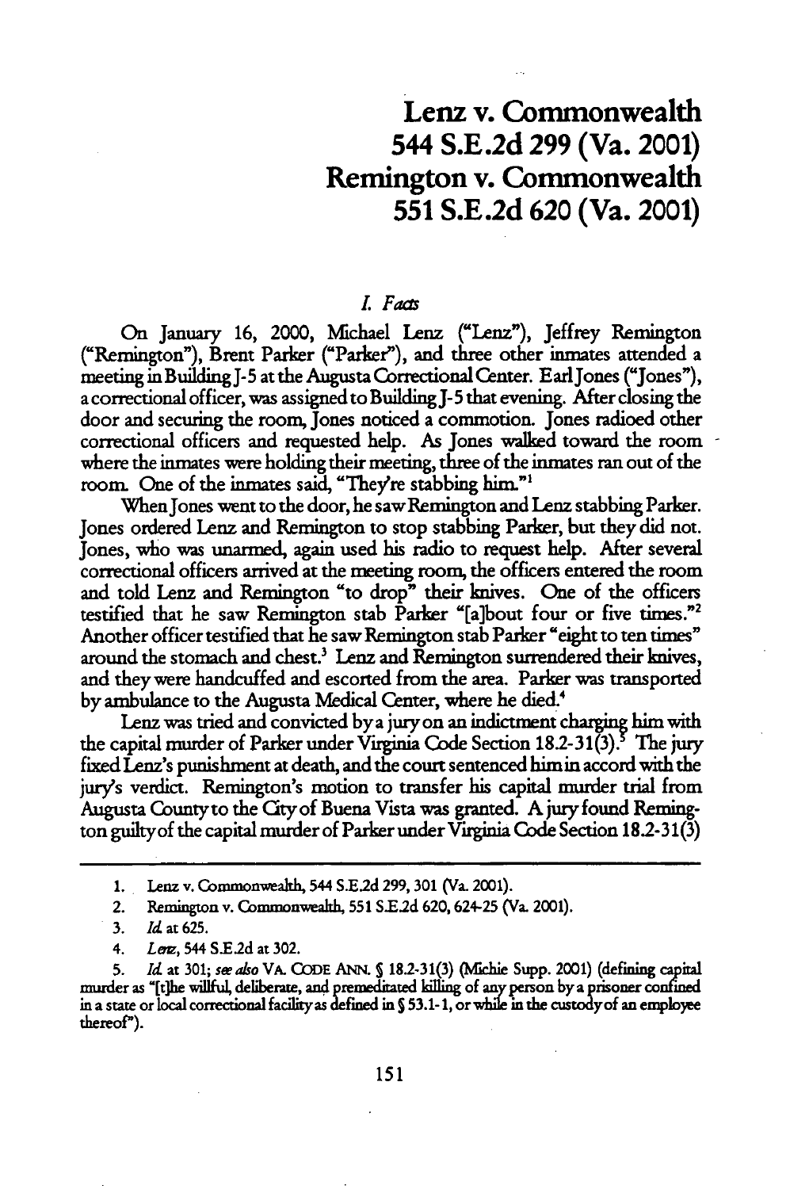# Lenz v. Commonwealth 544 S.E.2d 299 (Va. 2001) Remington v. Commonwealth 551 S.E.2d 620 (Va. 2001)

## *I. Facts*

On January 16, 2000, Michael Lenz ("Lenz"), Jeffrey Remington ("Remington"), Brent Parker ("Parker"), and three other inmates attended a meeting in Building J-5 at the Augusta Correctional Center. Earl Jones ("Jones"), a correctional officer, was assigned to Building J-5 that evening. After closing the door and securing the room, Jones noticed a commotion. Jones radioed other correctional officers and requested help. As Jones walked toward the room where the inmates were holding their meeting, three of the inmates ran out of the room. One of the inmates said, "They're stabbing him."[1]

When Jones went to the door, he saw Remington and Lenz stabbing Parker. Jones ordered Lenz and Remington to stop stabbing Parker, but they did not. Jones, who was unarmed, again used his radio to request help. After several correctional officers arrived at the meeting room, the officers entered the room and told Lenz and Remington "to drop" their knives. One of the officers testified that he saw Remington stab Parker "[a]bout four or five times."[2] Another officer testified that he saw Remington stab Parker "eight to ten times" around the stomach and chest.[3] Lenz and Remington surrendered their knives, and they were handcuffed and escorted from the area. Parker was transported by ambulance to the Augusta Medical Center, where he died.[4]

Lenz was tried and convicted by a jury on an indictment charging him with the capital murder of Parker under Virginia Code Section 18.2-31(3).[5] The jury fixed Lenz's punishment at death, and the court sentenced him in accord with the jury's verdict. Remington's motion to transfer his capital murder trial from Augusta County to the City of Buena Vista was granted. A jury found Remington guilty of the capital murder of Parker under Virginia Code Section 18.2-31(3)

---

1. Lenz v. Commonwealth, 544 S.E.2d 299, 301 (Va. 2001).

2. Remington v. Commonwealth, 551 S.E.2d 620, 624-25 (Va. 2001).

3. *Id.* at 625.

4. *Lenz*, 544 S.E.2d at 302.

5. *Id.* at 301; *see also* VA. CODE ANN. § 18.2-31(3) (Michie Supp. 2001) (defining capital murder as "[t]he willful, deliberate, and premeditated killing of any person by a prisoner confined in a state or local correctional facility as defined in § 53.1-1, or while in the custody of an employee thereof").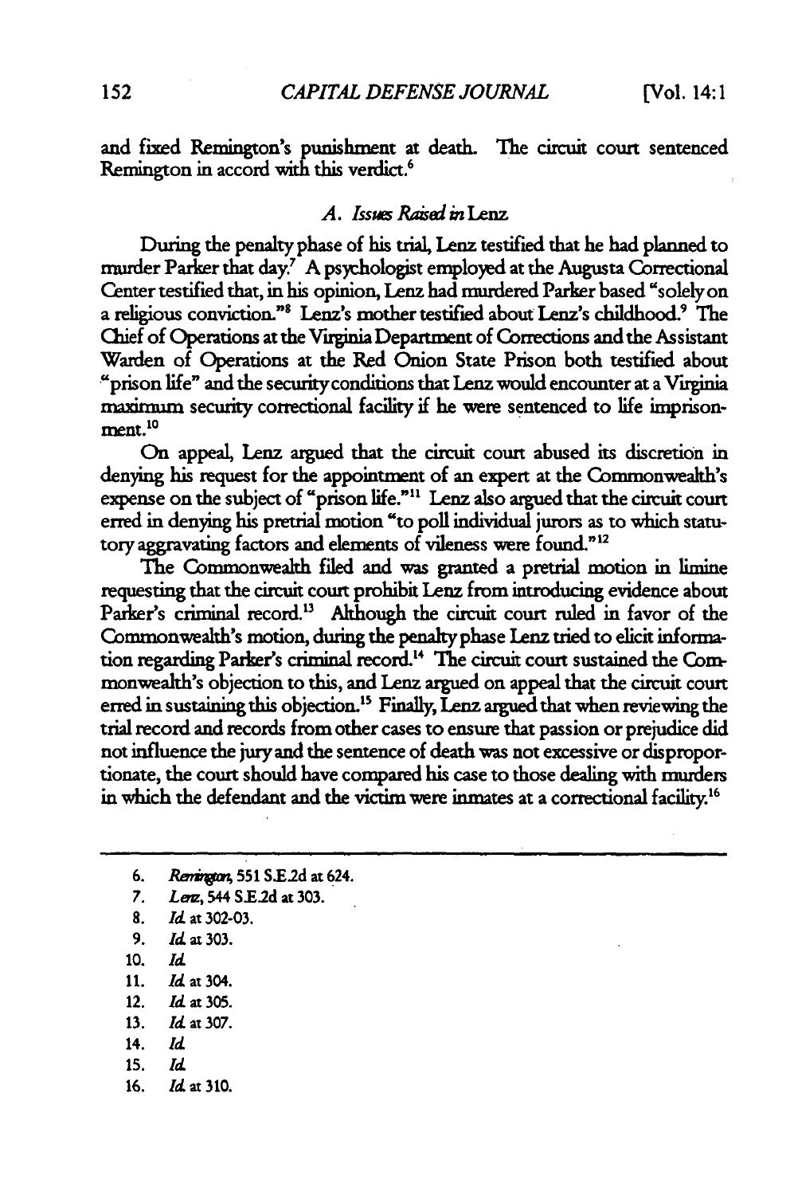and fixed Remington's punishment at death. The circuit court sentenced Remington in accord with this verdict.[6]

### A. *Issues Raised in* Lenz

During the penalty phase of his trial, Lenz testified that he had planned to murder Parker that day.[7] A psychologist employed at the Augusta Correctional Center testified that, in his opinion, Lenz had murdered Parker based "solely on a religious conviction."[8] Lenz's mother testified about Lenz's childhood.[9] The Chief of Operations at the Virginia Department of Corrections and the Assistant Warden of Operations at the Red Onion State Prison both testified about "prison life" and the security conditions that Lenz would encounter at a Virginia maximum security correctional facility if he were sentenced to life imprisonment.[10]

On appeal, Lenz argued that the circuit court abused its discretion in denying his request for the appointment of an expert at the Commonwealth's expense on the subject of "prison life."[11] Lenz also argued that the circuit court erred in denying his pretrial motion "to poll individual jurors as to which statutory aggravating factors and elements of vileness were found."[12]

The Commonwealth filed and was granted a pretrial motion in limine requesting that the circuit court prohibit Lenz from introducing evidence about Parker's criminal record.[13] Although the circuit court ruled in favor of the Commonwealth's motion, during the penalty phase Lenz tried to elicit information regarding Parker's criminal record.[14] The circuit court sustained the Commonwealth's objection to this, and Lenz argued on appeal that the circuit court erred in sustaining this objection.[15] Finally, Lenz argued that when reviewing the trial record and records from other cases to ensure that passion or prejudice did not influence the jury and the sentence of death was not excessive or disproportionate, the court should have compared his case to those dealing with murders in which the defendant and the victim were inmates at a correctional facility.[16]

---

6. *Remington*, 551 S.E.2d at 624.
7. *Lenz*, 544 S.E.2d at 303.
8. *Id.* at 302-03.
9. *Id.* at 303.
10. *Id.*
11. *Id.* at 304.
12. *Id.* at 305.
13. *Id.* at 307.
14. *Id.*
15. *Id.*
16. *Id.* at 310.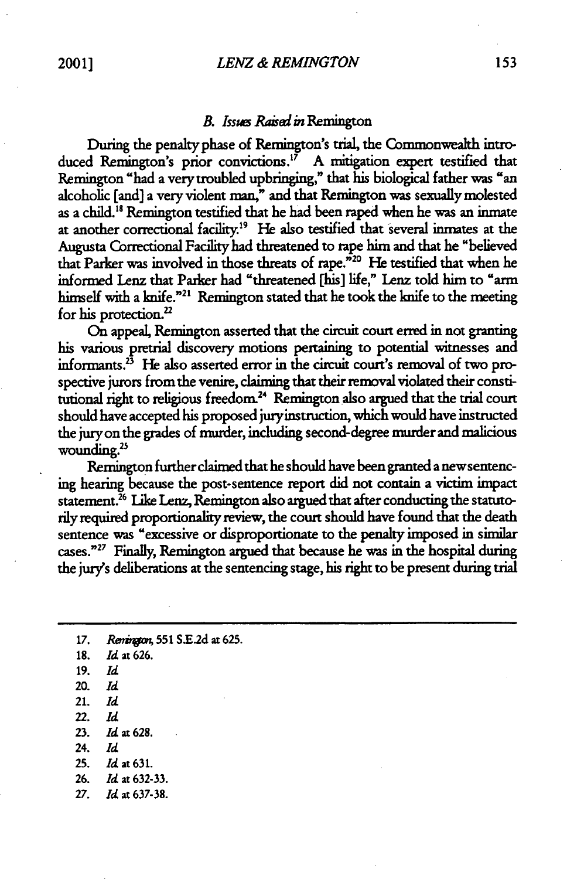### *B. Issues Raised in* Remington

During the penalty phase of Remington's trial, the Commonwealth introduced Remington's prior convictions.[17] A mitigation expert testified that Remington "had a very troubled upbringing," that his biological father was "an alcoholic [and] a very violent man," and that Remington was sexually molested as a child.[18] Remington testified that he had been raped when he was an inmate at another correctional facility.[19] He also testified that several inmates at the Augusta Correctional Facility had threatened to rape him and that he "believed that Parker was involved in those threats of rape."[20] He testified that when he informed Lenz that Parker had "threatened [his] life," Lenz told him to "arm himself with a knife."[21] Remington stated that he took the knife to the meeting for his protection.[22]

On appeal, Remington asserted that the circuit court erred in not granting his various pretrial discovery motions pertaining to potential witnesses and informants.[23] He also asserted error in the circuit court's removal of two prospective jurors from the venire, claiming that their removal violated their constitutional right to religious freedom.[24] Remington also argued that the trial court should have accepted his proposed jury instruction, which would have instructed the jury on the grades of murder, including second-degree murder and malicious wounding.[25]

Remington further claimed that he should have been granted a new sentencing hearing because the post-sentence report did not contain a victim impact statement.[26] Like Lenz, Remington also argued that after conducting the statutorily required proportionality review, the court should have found that the death sentence was "excessive or disproportionate to the penalty imposed in similar cases."[27] Finally, Remington argued that because he was in the hospital during the jury's deliberations at the sentencing stage, his right to be present during trial

---

17. *Remington*, 551 S.E.2d at 625.
18. *Id.* at 626.
19. *Id.*
20. *Id.*
21. *Id.*
22. *Id.*
23. *Id.* at 628.
24. *Id.*
25. *Id.* at 631.
26. *Id.* at 632-33.
27. *Id.* at 637-38.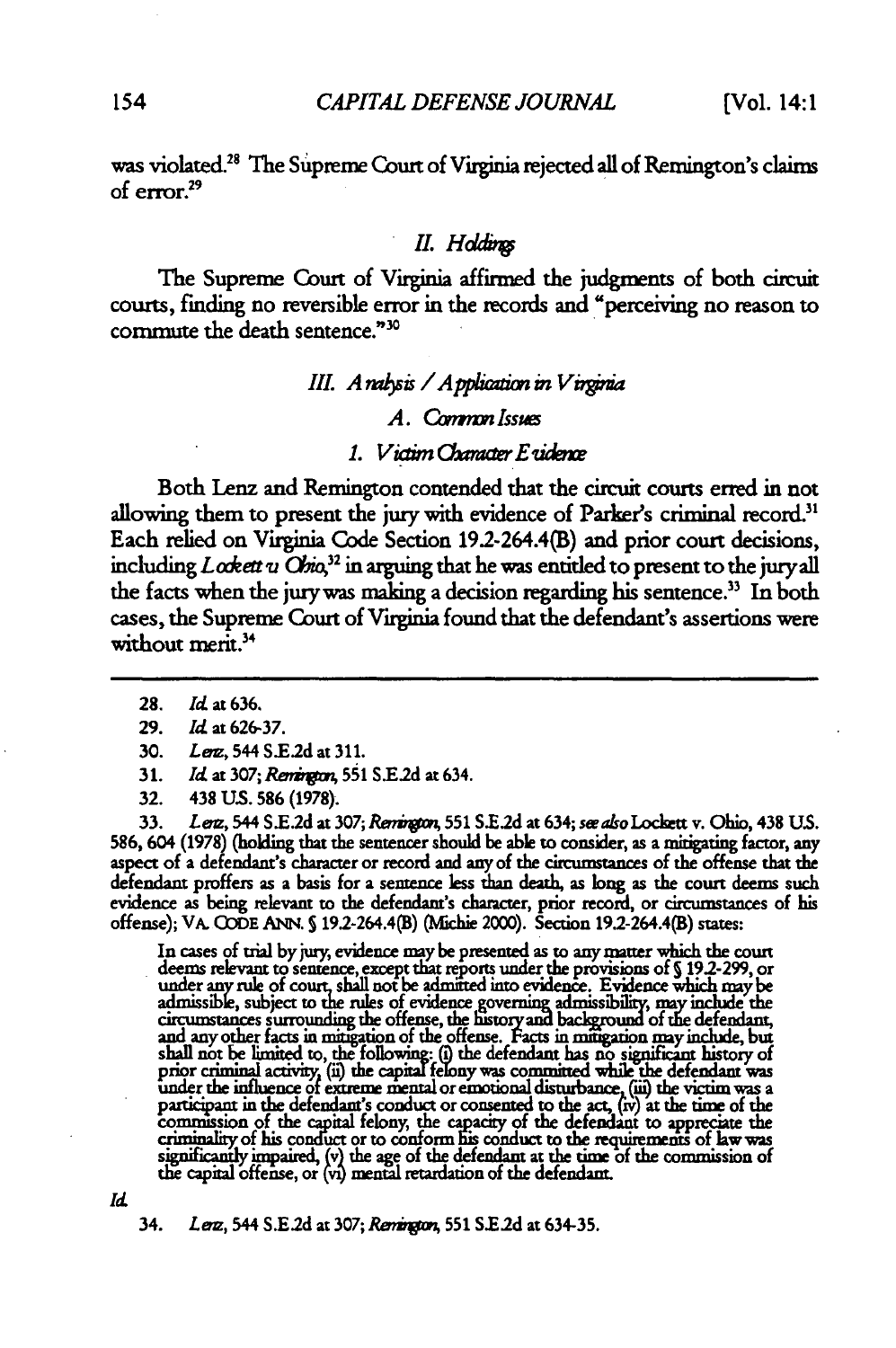was violated.[28] The Supreme Court of Virginia rejected all of Remington's claims of error.[29]

## II. Holdings

The Supreme Court of Virginia affirmed the judgments of both circuit courts, finding no reversible error in the records and "perceiving no reason to commute the death sentence."[30]

## III. Analysis / Application in Virginia

### A. Common Issues

#### 1. Victim Character Evidence

Both Lenz and Remington contended that the circuit courts erred in not allowing them to present the jury with evidence of Parker's criminal record.[31] Each relied on Virginia Code Section 19.2-264.4(B) and prior court decisions, including *Lockett v. Ohio*,[32] in arguing that he was entitled to present to the jury all the facts when the jury was making a decision regarding his sentence.[33] In both cases, the Supreme Court of Virginia found that the defendant's assertions were without merit.[34]

---

28. *Id.* at 636.

29. *Id.* at 626-37.

30. *Lenz*, 544 S.E.2d at 311.

31. *Id.* at 307; *Remington*, 551 S.E.2d at 634.

32. 438 U.S. 586 (1978).

33. *Lenz*, 544 S.E.2d at 307; *Remington*, 551 S.E.2d at 634; *see also* Lockett v. Ohio, 438 U.S. 586, 604 (1978) (holding that the sentencer should be able to consider, as a mitigating factor, any aspect of a defendant's character or record and any of the circumstances of the offense that the defendant proffers as a basis for a sentence less than death, as long as the court deems such evidence as being relevant to the defendant's character, prior record, or circumstances of his offense); VA. CODE ANN. § 19.2-264.4(B) (Michie 2000). Section 19.2-264.4(B) states:

> In cases of trial by jury, evidence may be presented as to any matter which the court deems relevant to sentence, except that reports under the provisions of § 19.2-299, or under any rule of court, shall not be admitted into evidence. Evidence which may be admissible, subject to the rules of evidence governing admissibility, may include the circumstances surrounding the offense, the history and background of the defendant, and any other facts in mitigation of the offense. Facts in mitigation may include, but shall not be limited to, the following: (i) the defendant has no significant history of prior criminal activity, (ii) the capital felony was committed while the defendant was under the influence of extreme mental or emotional disturbance, (iii) the victim was a participant in the defendant's conduct or consented to the act, (iv) at the time of the commission of the capital felony, the capacity of the defendant to appreciate the criminality of his conduct or to conform his conduct to the requirements of law was significantly impaired, (v) the age of the defendant at the time of the commission of the capital offense, or (vi) mental retardation of the defendant.

*Id.*

34. *Lenz*, 544 S.E.2d at 307; *Remington*, 551 S.E.2d at 634-35.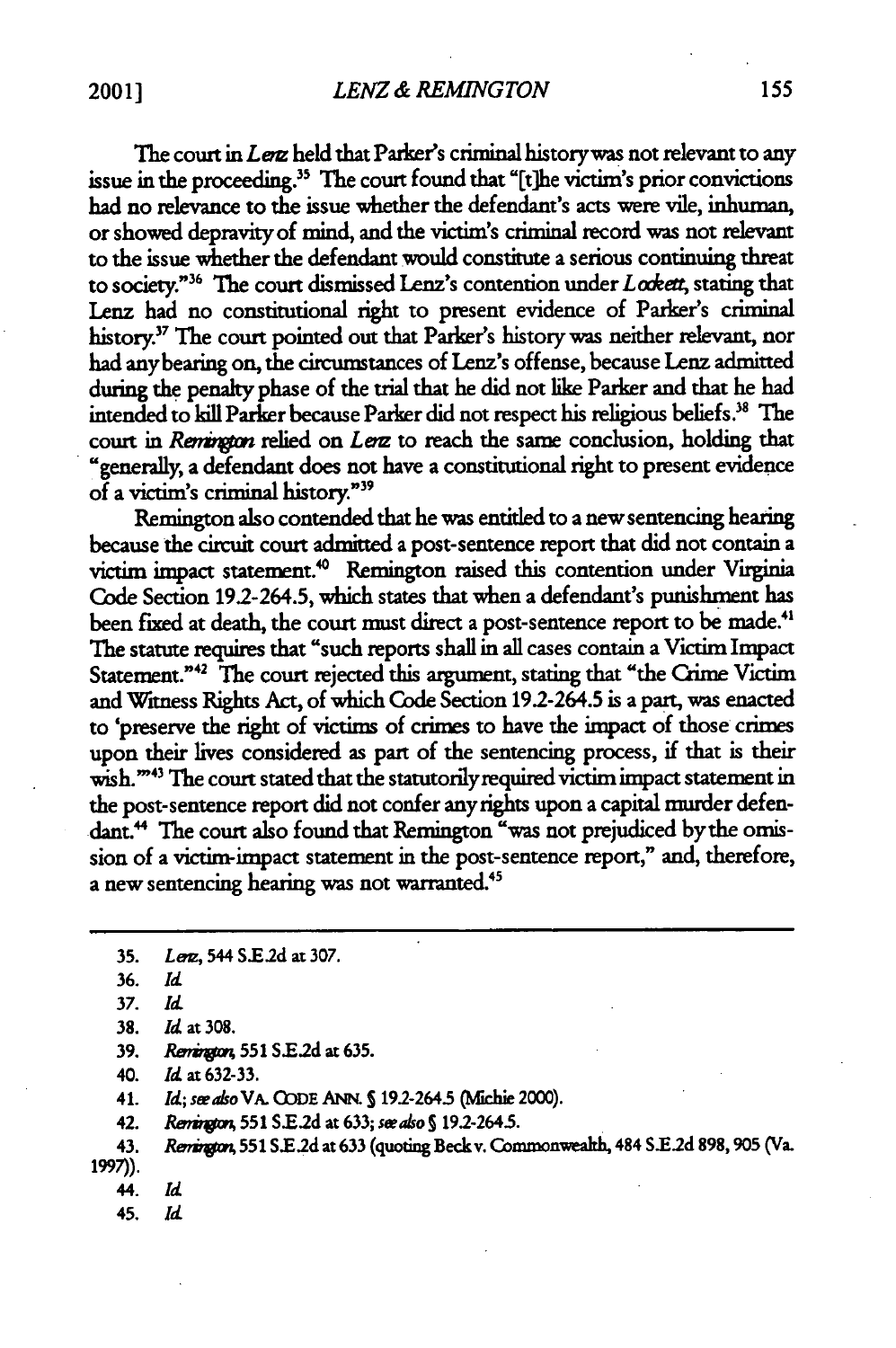The court in *Lenz* held that Parker's criminal history was not relevant to any issue in the proceeding.[35] The court found that "[t]he victim's prior convictions had no relevance to the issue whether the defendant's acts were vile, inhuman, or showed depravity of mind, and the victim's criminal record was not relevant to the issue whether the defendant would constitute a serious continuing threat to society."[36] The court dismissed Lenz's contention under *Lockett*, stating that Lenz had no constitutional right to present evidence of Parker's criminal history.[37] The court pointed out that Parker's history was neither relevant, nor had any bearing on, the circumstances of Lenz's offense, because Lenz admitted during the penalty phase of the trial that he did not like Parker and that he had intended to kill Parker because Parker did not respect his religious beliefs.[38] The court in *Remington* relied on *Lenz* to reach the same conclusion, holding that "generally, a defendant does not have a constitutional right to present evidence of a victim's criminal history."[39]

Remington also contended that he was entitled to a new sentencing hearing because the circuit court admitted a post-sentence report that did not contain a victim impact statement.[40] Remington raised this contention under Virginia Code Section 19.2-264.5, which states that when a defendant's punishment has been fixed at death, the court must direct a post-sentence report to be made.[41] The statute requires that "such reports shall in all cases contain a Victim Impact Statement."[42] The court rejected this argument, stating that "the Crime Victim and Witness Rights Act, of which Code Section 19.2-264.5 is a part, was enacted to 'preserve the right of victims of crimes to have the impact of those crimes upon their lives considered as part of the sentencing process, if that is their wish.'"[43] The court stated that the statutorily required victim impact statement in the post-sentence report did not confer any rights upon a capital murder defendant.[44] The court also found that Remington "was not prejudiced by the omission of a victim-impact statement in the post-sentence report," and, therefore, a new sentencing hearing was not warranted.[45]

---

35. *Lenz*, 544 S.E.2d at 307.
36. *Id.*
37. *Id.*
38. *Id.* at 308.
39. *Remington*, 551 S.E.2d at 635.
40. *Id.* at 632-33.
41. *Id.*; *see also* VA. CODE ANN. § 19.2-264.5 (Michie 2000).
42. *Remington*, 551 S.E.2d at 633; *see also* § 19.2-264.5.
43. *Remington*, 551 S.E.2d at 633 (quoting Beck v. Commonwealth, 484 S.E.2d 898, 905 (Va. 1997)).
44. *Id.*
45. *Id.*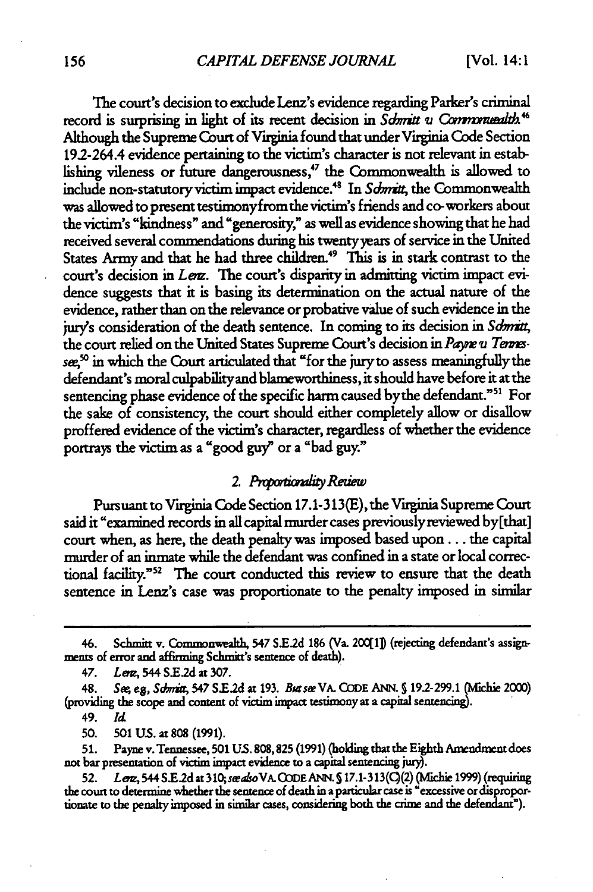The court's decision to exclude Lenz's evidence regarding Parker's criminal record is surprising in light of its recent decision in *Schmitt v. Commonwealth*.[46] Although the Supreme Court of Virginia found that under Virginia Code Section 19.2-264.4 evidence pertaining to the victim's character is not relevant in establishing vileness or future dangerousness,[47] the Commonwealth is allowed to include non-statutory victim impact evidence.[48] In *Schmitt*, the Commonwealth was allowed to present testimony from the victim's friends and co-workers about the victim's "kindness" and "generosity," as well as evidence showing that he had received several commendations during his twenty years of service in the United States Army and that he had three children.[49] This is in stark contrast to the court's decision in *Lenz*. The court's disparity in admitting victim impact evidence suggests that it is basing its determination on the actual nature of the evidence, rather than on the relevance or probative value of such evidence in the jury's consideration of the death sentence. In coming to its decision in *Schmitt*, the court relied on the United States Supreme Court's decision in *Payne v. Tennessee*,[50] in which the Court articulated that "for the jury to assess meaningfully the defendant's moral culpability and blameworthiness, it should have before it at the sentencing phase evidence of the specific harm caused by the defendant."[51] For the sake of consistency, the court should either completely allow or disallow proffered evidence of the victim's character, regardless of whether the evidence portrays the victim as a "good guy" or a "bad guy."

### 2. *Proportionality Review*

Pursuant to Virginia Code Section 17.1-313(E), the Virginia Supreme Court said it "examined records in all capital murder cases previously reviewed by [that] court when, as here, the death penalty was imposed based upon . . . the capital murder of an inmate while the defendant was confined in a state or local correctional facility."[52] The court conducted this review to ensure that the death sentence in Lenz's case was proportionate to the penalty imposed in similar

---

46. Schmitt v. Commonwealth, 547 S.E.2d 186 (Va. 200[1]) (rejecting defendant's assignments of error and affirming Schmitt's sentence of death).

47. *Lenz*, 544 S.E.2d at 307.

48. *See, e.g.*, *Schmitt*, 547 S.E.2d at 193. *But see* VA. CODE ANN. § 19.2-299.1 (Michie 2000) (providing the scope and content of victim impact testimony at a capital sentencing).

49. *Id.*

50. 501 U.S. at 808 (1991).

51. Payne v. Tennessee, 501 U.S. 808, 825 (1991) (holding that the Eighth Amendment does not bar presentation of victim impact evidence to a capital sentencing jury).

52. *Lenz*, 544 S.E.2d at 310; *see also* VA. CODE ANN. § 17.1-313(C)(2) (Michie 1999) (requiring the court to determine whether the sentence of death in a particular case is "excessive or disproportionate to the penalty imposed in similar cases, considering both the crime and the defendant").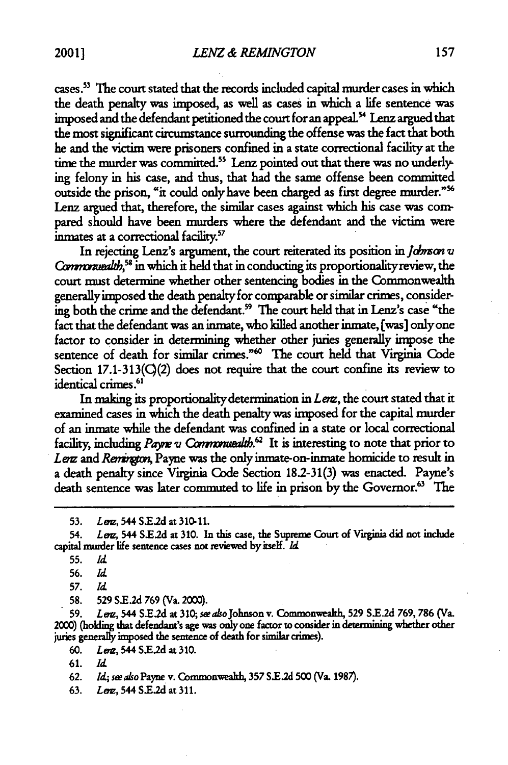cases.[53] The court stated that the records included capital murder cases in which the death penalty was imposed, as well as cases in which a life sentence was imposed and the defendant petitioned the court for an appeal.[54] Lenz argued that the most significant circumstance surrounding the offense was the fact that both he and the victim were prisoners confined in a state correctional facility at the time the murder was committed.[55] Lenz pointed out that there was no underlying felony in his case, and thus, that had the same offense been committed outside the prison, "it could only have been charged as first degree murder."[56] Lenz argued that, therefore, the similar cases against which his case was compared should have been murders where the defendant and the victim were inmates at a correctional facility.[57]

In rejecting Lenz's argument, the court reiterated its position in *Johnson v. Commonwealth*,[58] in which it held that in conducting its proportionality review, the court must determine whether other sentencing bodies in the Commonwealth generally imposed the death penalty for comparable or similar crimes, considering both the crime and the defendant.[59] The court held that in Lenz's case "the fact that the defendant was an inmate, who killed another inmate, [was] only one factor to consider in determining whether other juries generally impose the sentence of death for similar crimes."[60] The court held that Virginia Code Section 17.1-313(C)(2) does not require that the court confine its review to identical crimes.[61]

In making its proportionality determination in *Lenz*, the court stated that it examined cases in which the death penalty was imposed for the capital murder of an inmate while the defendant was confined in a state or local correctional facility, including *Payne v. Commonwealth*.[62] It is interesting to note that prior to *Lenz* and *Remington*, Payne was the only inmate-on-inmate homicide to result in a death penalty since Virginia Code Section 18.2-31(3) was enacted. Payne's death sentence was later commuted to life in prison by the Governor.[63] The

---

53. *Lenz*, 544 S.E.2d at 310-11.

54. *Lenz*, 544 S.E.2d at 310. In this case, the Supreme Court of Virginia did not include capital murder life sentence cases not reviewed by itself. *Id.*

55. *Id.*

56. *Id.*

57. *Id.*

58. 529 S.E.2d 769 (Va. 2000).

59. *Lenz*, 544 S.E.2d at 310; *see also* Johnson v. Commonwealth, 529 S.E.2d 769, 786 (Va. 2000) (holding that defendant's age was only one factor to consider in determining whether other juries generally imposed the sentence of death for similar crimes).

60. *Lenz*, 544 S.E.2d at 310.

61. *Id.*

62. *Id.*; *see also* Payne v. Commonwealth, 357 S.E.2d 500 (Va. 1987).

63. *Lenz*, 544 S.E.2d at 311.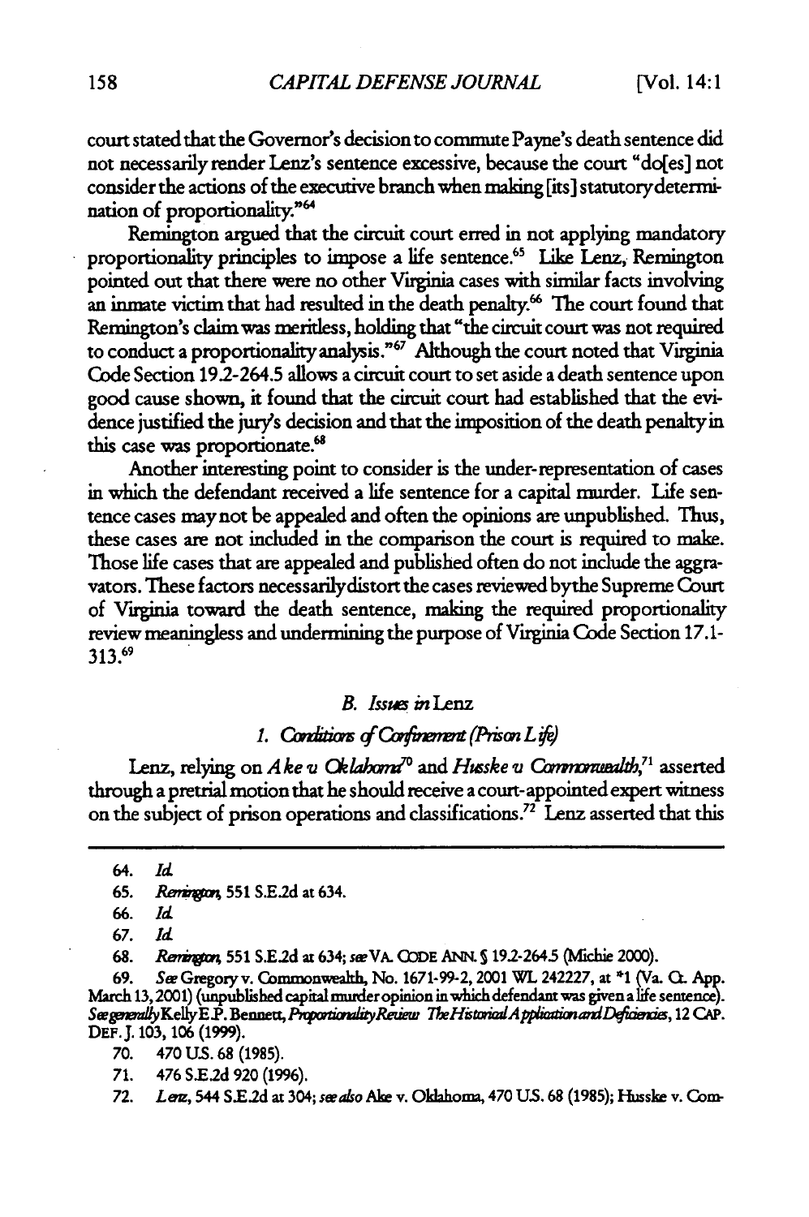court stated that the Governor's decision to commute Payne's death sentence did not necessarily render Lenz's sentence excessive, because the court "do[es] not consider the actions of the executive branch when making [its] statutory determination of proportionality."[64]

Remington argued that the circuit court erred in not applying mandatory proportionality principles to impose a life sentence.[65] Like Lenz, Remington pointed out that there were no other Virginia cases with similar facts involving an inmate victim that had resulted in the death penalty.[66] The court found that Remington's claim was meritless, holding that "the circuit court was not required to conduct a proportionality analysis."[67] Although the court noted that Virginia Code Section 19.2-264.5 allows a circuit court to set aside a death sentence upon good cause shown, it found that the circuit court had established that the evidence justified the jury's decision and that the imposition of the death penalty in this case was proportionate.[68]

Another interesting point to consider is the under-representation of cases in which the defendant received a life sentence for a capital murder. Life sentence cases may not be appealed and often the opinions are unpublished. Thus, these cases are not included in the comparison the court is required to make. Those life cases that are appealed and published often do not include the aggravators. These factors necessarily distort the cases reviewed by the Supreme Court of Virginia toward the death sentence, making the required proportionality review meaningless and undermining the purpose of Virginia Code Section 17.1-313.[69]

### *B. Issues in* Lenz

#### *1. Conditions of Confinement (Prison Life)*

Lenz, relying on *Ake v. Oklahoma*[70] and *Husske v. Commonwealth*,[71] asserted through a pretrial motion that he should receive a court-appointed expert witness on the subject of prison operations and classifications.[72] Lenz asserted that this

---

64. *Id.*

65. *Remington*, 551 S.E.2d at 634.

66. *Id.*

67. *Id.*

68. *Remington*, 551 S.E.2d at 634; *see* VA. CODE ANN. § 19.2-264.5 (Michie 2000).

69. *See* Gregory v. Commonwealth, No. 1671-99-2, 2001 WL 242227, at *1 (Va. Ct. App. March 13, 2001) (unpublished capital murder opinion in which defendant was given a life sentence). *See generally* Kelly E.P. Bennett, *Proportionality Review: The Historical Application and Deficiencies*, 12 CAP. DEF. J. 103, 106 (1999).

70. 470 U.S. 68 (1985).

71. 476 S.E.2d 920 (1996).

72. *Lenz*, 544 S.E.2d at 304; *see also* Ake v. Oklahoma, 470 U.S. 68 (1985); Husske v. Com-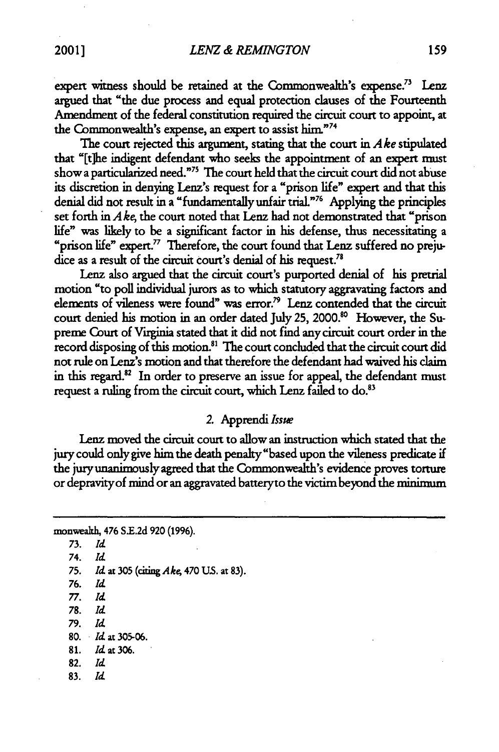expert witness should be retained at the Commonwealth's expense.[73] Lenz argued that "the due process and equal protection clauses of the Fourteenth Amendment of the federal constitution required the circuit court to appoint, at the Commonwealth's expense, an expert to assist him."[74]

The court rejected this argument, stating that the court in *Ake* stipulated that "[t]he indigent defendant who seeks the appointment of an expert must show a particularized need."[75] The court held that the circuit court did not abuse its discretion in denying Lenz's request for a "prison life" expert and that this denial did not result in a "fundamentally unfair trial."[76] Applying the principles set forth in *Ake*, the court noted that Lenz had not demonstrated that "prison life" was likely to be a significant factor in his defense, thus necessitating a "prison life" expert.[77] Therefore, the court found that Lenz suffered no prejudice as a result of the circuit court's denial of his request.[78]

Lenz also argued that the circuit court's purported denial of his pretrial motion "to poll individual jurors as to which statutory aggravating factors and elements of vileness were found" was error.[79] Lenz contended that the circuit court denied his motion in an order dated July 25, 2000.[80] However, the Supreme Court of Virginia stated that it did not find any circuit court order in the record disposing of this motion.[81] The court concluded that the circuit court did not rule on Lenz's motion and that therefore the defendant had waived his claim in this regard.[82] In order to preserve an issue for appeal, the defendant must request a ruling from the circuit court, which Lenz failed to do.[83]

### 2. Apprendi *Issue*

Lenz moved the circuit court to allow an instruction which stated that the jury could only give him the death penalty "based upon the vileness predicate if the jury unanimously agreed that the Commonwealth's evidence proves torture or depravity of mind or an aggravated battery to the victim beyond the minimum

---

monwealth, 476 S.E.2d 920 (1996).

73. *Id.*
74. *Id.*
75. *Id.* at 305 (citing *Ake*, 470 U.S. at 83).
76. *Id.*
77. *Id.*
78. *Id.*
79. *Id.*
80. *Id.* at 305-06.
81. *Id.* at 306.
82. *Id.*
83. *Id.*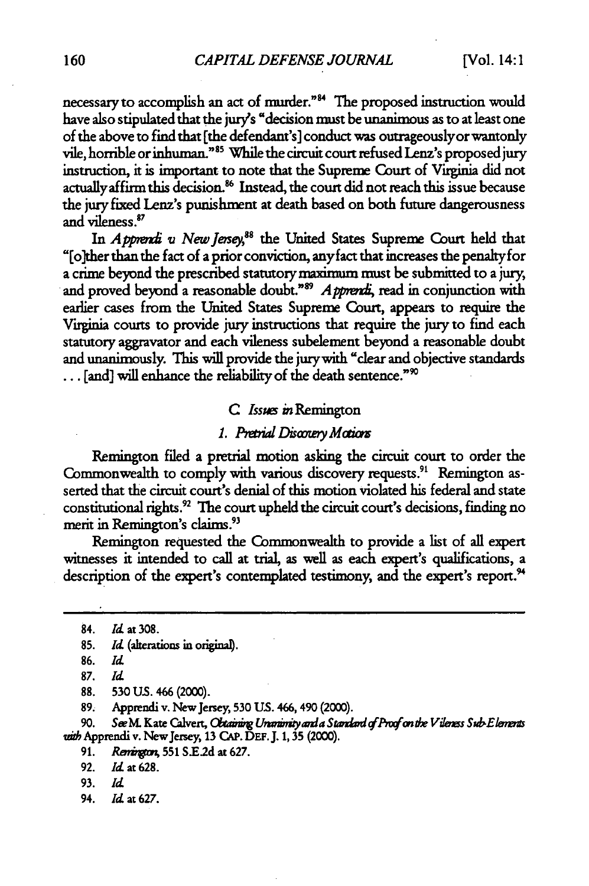necessary to accomplish an act of murder."[84] The proposed instruction would have also stipulated that the jury's "decision must be unanimous as to at least one of the above to find that [the defendant's] conduct was outrageously or wantonly vile, horrible or inhuman."[85] While the circuit court refused Lenz's proposed jury instruction, it is important to note that the Supreme Court of Virginia did not actually affirm this decision.[86] Instead, the court did not reach this issue because the jury fixed Lenz's punishment at death based on both future dangerousness and vileness.[87]

In *Apprendi v. New Jersey*,[88] the United States Supreme Court held that "[o]ther than the fact of a prior conviction, any fact that increases the penalty for a crime beyond the prescribed statutory maximum must be submitted to a jury, and proved beyond a reasonable doubt."[89] *Apprendi*, read in conjunction with earlier cases from the United States Supreme Court, appears to require the Virginia courts to provide jury instructions that require the jury to find each statutory aggravator and each vileness subelement beyond a reasonable doubt and unanimously. This will provide the jury with "clear and objective standards . . . [and] will enhance the reliability of the death sentence."[90]

### C. *Issues in* Remington

#### 1. *Pretrial Discovery Motions*

Remington filed a pretrial motion asking the circuit court to order the Commonwealth to comply with various discovery requests.[91] Remington asserted that the circuit court's denial of this motion violated his federal and state constitutional rights.[92] The court upheld the circuit court's decisions, finding no merit in Remington's claims.[93]

Remington requested the Commonwealth to provide a list of all expert witnesses it intended to call at trial, as well as each expert's qualifications, a description of the expert's contemplated testimony, and the expert's report.[94]

---

84. *Id.* at 308.

85. *Id.* (alterations in original).

86. *Id.*

87. *Id.*

88. 530 U.S. 466 (2000).

89. Apprendi v. New Jersey, 530 U.S. 466, 490 (2000).

90. *See* M. Kate Calvert, *Obtaining Unanimity and a Standard of Proof on the Vileness Sub-Elements with* Apprendi v. New Jersey, 13 CAP. DEF. J. 1, 35 (2000).

91. *Remington*, 551 S.E.2d at 627.

92. *Id.* at 628.

93. *Id.*

94. *Id.* at 627.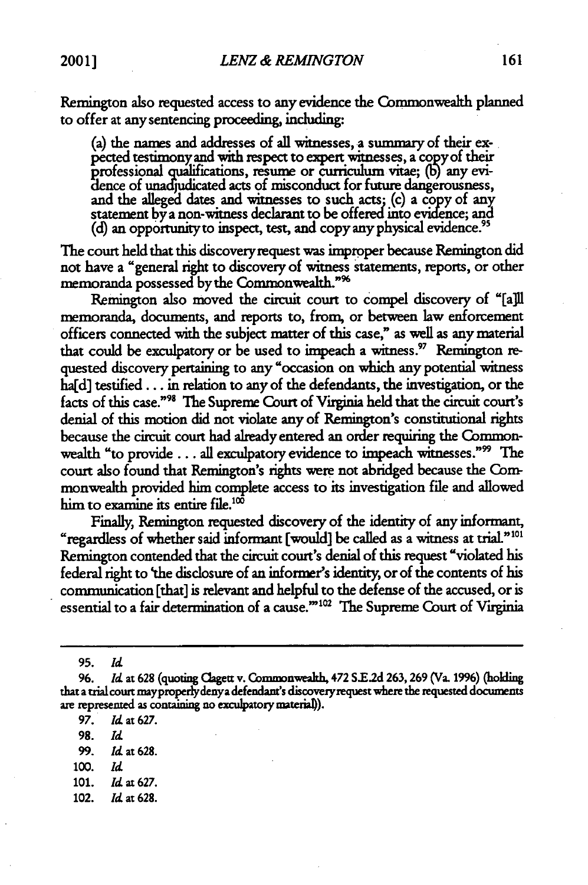Remington also requested access to any evidence the Commonwealth planned to offer at any sentencing proceeding, including:

> (a) the names and addresses of all witnesses, a summary of their expected testimony and with respect to expert witnesses, a copy of their professional qualifications, resume or curriculum vitae; (b) any evidence of unadjudicated acts of misconduct for future dangerousness, and the alleged dates and witnesses to such acts; (c) a copy of any statement by a non-witness declarant to be offered into evidence; and (d) an opportunity to inspect, test, and copy any physical evidence.[95]

The court held that this discovery request was improper because Remington did not have a "general right to discovery of witness statements, reports, or other memoranda possessed by the Commonwealth."[96]

Remington also moved the circuit court to compel discovery of "[a]ll memoranda, documents, and reports to, from, or between law enforcement officers connected with the subject matter of this case," as well as any material that could be exculpatory or be used to impeach a witness.[97] Remington requested discovery pertaining to any "occasion on which any potential witness ha[d] testified . . . in relation to any of the defendants, the investigation, or the facts of this case."[98] The Supreme Court of Virginia held that the circuit court's denial of this motion did not violate any of Remington's constitutional rights because the circuit court had already entered an order requiring the Commonwealth "to provide . . . all exculpatory evidence to impeach witnesses."[99] The court also found that Remington's rights were not abridged because the Commonwealth provided him complete access to its investigation file and allowed him to examine its entire file.[100]

Finally, Remington requested discovery of the identity of any informant, "regardless of whether said informant [would] be called as a witness at trial."[101] Remington contended that the circuit court's denial of this request "violated his federal right to 'the disclosure of an informer's identity, or of the contents of his communication [that] is relevant and helpful to the defense of the accused, or is essential to a fair determination of a cause.'"[102] The Supreme Court of Virginia

---

95. *Id.*

96. *Id.* at 628 (quoting Clagett v. Commonwealth, 472 S.E.2d 263, 269 (Va. 1996) (holding that a trial court may properly deny a defendant's discovery request where the requested documents are represented as containing no exculpatory material)).

97. *Id.* at 627.

98. *Id.*

99. *Id.* at 628.

100. *Id.*

101. *Id.* at 627.

102. *Id.* at 628.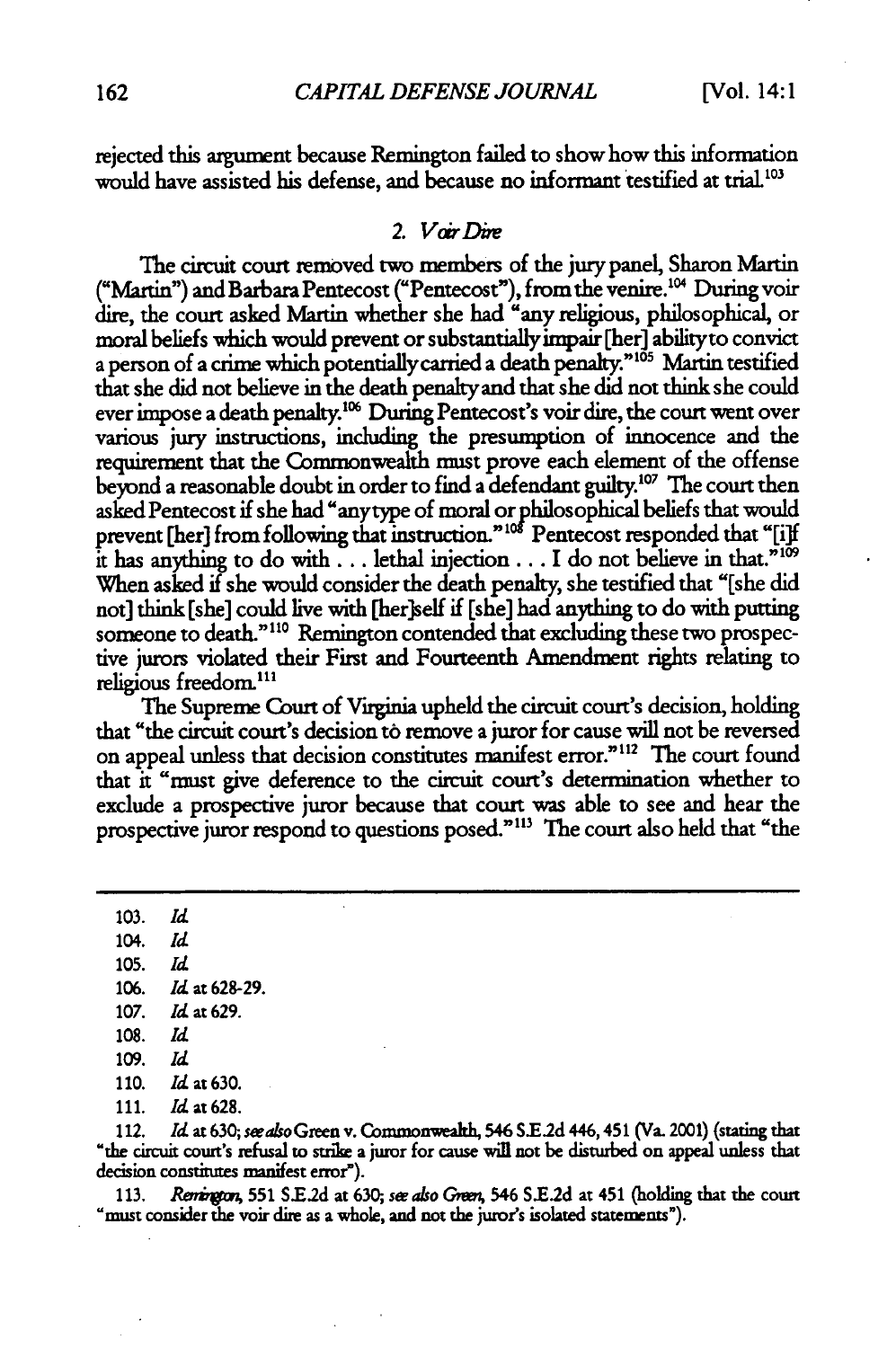rejected this argument because Remington failed to show how this information would have assisted his defense, and because no informant testified at trial.[103]

### 2. *Voir Dire*

The circuit court removed two members of the jury panel, Sharon Martin ("Martin") and Barbara Pentecost ("Pentecost"), from the venire.[104] During voir dire, the court asked Martin whether she had "any religious, philosophical, or moral beliefs which would prevent or substantially impair [her] ability to convict a person of a crime which potentially carried a death penalty."[105] Martin testified that she did not believe in the death penalty and that she did not think she could ever impose a death penalty.[106] During Pentecost's voir dire, the court went over various jury instructions, including the presumption of innocence and the requirement that the Commonwealth must prove each element of the offense beyond a reasonable doubt in order to find a defendant guilty.[107] The court then asked Pentecost if she had "any type of moral or philosophical beliefs that would prevent [her] from following that instruction."[108] Pentecost responded that "[i]f it has anything to do with . . . lethal injection . . . I do not believe in that."[109] When asked if she would consider the death penalty, she testified that "[she did not] think [she] could live with [her]self if [she] had anything to do with putting someone to death."[110] Remington contended that excluding these two prospective jurors violated their First and Fourteenth Amendment rights relating to religious freedom.[111]

The Supreme Court of Virginia upheld the circuit court's decision, holding that "the circuit court's decision to remove a juror for cause will not be reversed on appeal unless that decision constitutes manifest error."[112] The court found that it "must give deference to the circuit court's determination whether to exclude a prospective juror because that court was able to see and hear the prospective juror respond to questions posed."[113] The court also held that "the

---

103. *Id.*
104. *Id.*
105. *Id.*
106. *Id.* at 628-29.
107. *Id.* at 629.
108. *Id.*
109. *Id.*
110. *Id.* at 630.
111. *Id.* at 628.
112. *Id.* at 630; *see also* Green v. Commonwealth, 546 S.E.2d 446, 451 (Va. 2001) (stating that "the circuit court's refusal to strike a juror for cause will not be disturbed on appeal unless that decision constitutes manifest error").
113. *Remington*, 551 S.E.2d at 630; *see also Green*, 546 S.E.2d at 451 (holding that the court "must consider the voir dire as a whole, and not the juror's isolated statements").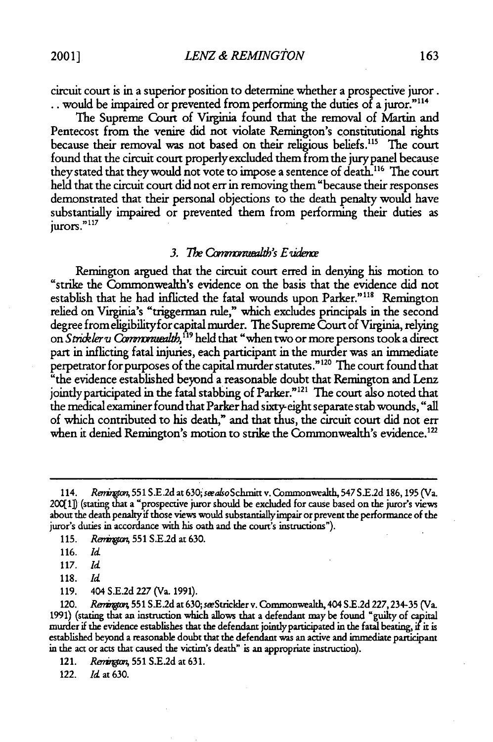circuit court is in a superior position to determine whether a prospective juror . . . would be impaired or prevented from performing the duties of a juror."[114]

The Supreme Court of Virginia found that the removal of Martin and Pentecost from the venire did not violate Remington's constitutional rights because their removal was not based on their religious beliefs.[115] The court found that the circuit court properly excluded them from the jury panel because they stated that they would not vote to impose a sentence of death.[116] The court held that the circuit court did not err in removing them "because their responses demonstrated that their personal objections to the death penalty would have substantially impaired or prevented them from performing their duties as jurors."[117]

### 3. *The Commonwealth's Evidence*

Remington argued that the circuit court erred in denying his motion to "strike the Commonwealth's evidence on the basis that the evidence did not establish that he had inflicted the fatal wounds upon Parker."[118] Remington relied on Virginia's "triggerman rule," which excludes principals in the second degree from eligibility for capital murder. The Supreme Court of Virginia, relying on *Strickler v. Commonwealth*,[119] held that "when two or more persons took a direct part in inflicting fatal injuries, each participant in the murder was an immediate perpetrator for purposes of the capital murder statutes."[120] The court found that "the evidence established beyond a reasonable doubt that Remington and Lenz jointly participated in the fatal stabbing of Parker."[121] The court also noted that the medical examiner found that Parker had sixty-eight separate stab wounds, "all of which contributed to his death," and that thus, the circuit court did not err when it denied Remington's motion to strike the Commonwealth's evidence.[122]

---

114. *Remington*, 551 S.E.2d at 630; *see also* Schmitt v. Commonwealth, 547 S.E.2d 186, 195 (Va. 200[1]) (stating that a "prospective juror should be excluded for cause based on the juror's views about the death penalty if those views would substantially impair or prevent the performance of the juror's duties in accordance with his oath and the court's instructions").

115. *Remington*, 551 S.E.2d at 630.

116. *Id.*

117. *Id.*

118. *Id.*

119. 404 S.E.2d 227 (Va. 1991).

120. *Remington*, 551 S.E.2d at 630; *see* Strickler v. Commonwealth, 404 S.E.2d 227, 234-35 (Va. 1991) (stating that an instruction which allows that a defendant may be found "guilty of capital murder if the evidence establishes that the defendant jointly participated in the fatal beating, if it is established beyond a reasonable doubt that the defendant was an active and immediate participant in the act or acts that caused the victim's death" is an appropriate instruction).

121. *Remington*, 551 S.E.2d at 631.

122. *Id.* at 630.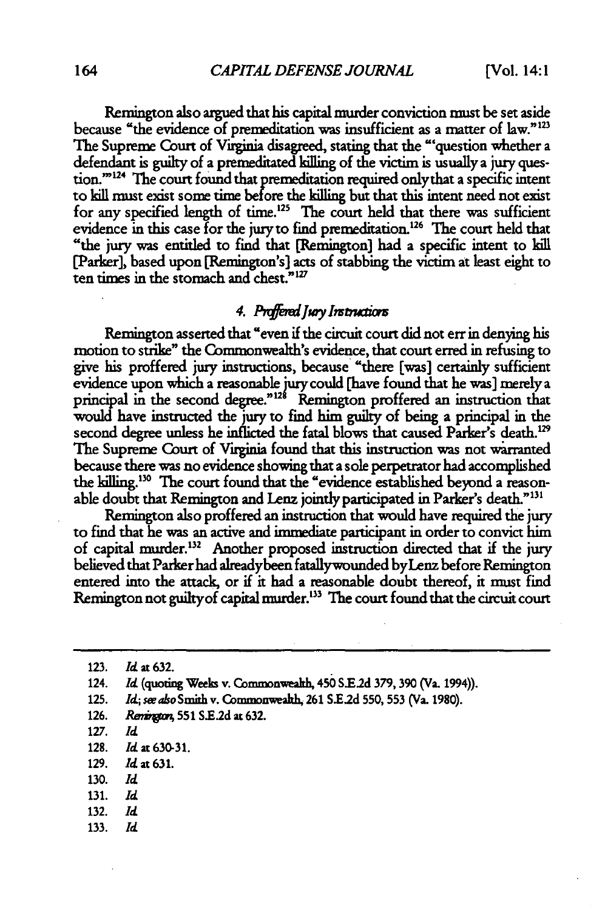Remington also argued that his capital murder conviction must be set aside because "the evidence of premeditation was insufficient as a matter of law."[123] The Supreme Court of Virginia disagreed, stating that the "'question whether a defendant is guilty of a premeditated killing of the victim is usually a jury question.'"[124] The court found that premeditation required only that a specific intent to kill must exist some time before the killing but that this intent need not exist for any specified length of time.[125] The court held that there was sufficient evidence in this case for the jury to find premeditation.[126] The court held that "the jury was entitled to find that [Remington] had a specific intent to kill [Parker], based upon [Remington's] acts of stabbing the victim at least eight to ten times in the stomach and chest."[127]

#### 4. *Proffered Jury Instructions*

Remington asserted that "even if the circuit court did not err in denying his motion to strike" the Commonwealth's evidence, that court erred in refusing to give his proffered jury instructions, because "there [was] certainly sufficient evidence upon which a reasonable jury could [have found that he was] merely a principal in the second degree."[128] Remington proffered an instruction that would have instructed the jury to find him guilty of being a principal in the second degree unless he inflicted the fatal blows that caused Parker's death.[129] The Supreme Court of Virginia found that this instruction was not warranted because there was no evidence showing that a sole perpetrator had accomplished the killing.[130] The court found that the "evidence established beyond a reasonable doubt that Remington and Lenz jointly participated in Parker's death."[131]

Remington also proffered an instruction that would have required the jury to find that he was an active and immediate participant in order to convict him of capital murder.[132] Another proposed instruction directed that if the jury believed that Parker had already been fatally wounded by Lenz before Remington entered into the attack, or if it had a reasonable doubt thereof, it must find Remington not guilty of capital murder.[133] The court found that the circuit court

---

123. *Id.* at 632.

124. *Id.* (quoting Weeks v. Commonwealth, 450 S.E.2d 379, 390 (Va. 1994)).

125. *Id.*; *see also* Smith v. Commonwealth, 261 S.E.2d 550, 553 (Va. 1980).

126. *Remington*, 551 S.E.2d at 632.

127. *Id.*

128. *Id.* at 630-31.

129. *Id.* at 631.

130. *Id.*

131. *Id.*

132. *Id.*

133. *Id.*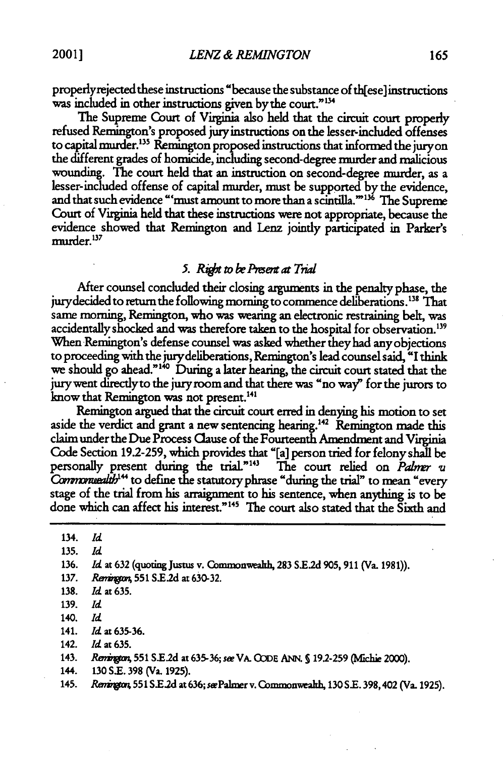properly rejected these instructions "because the substance of th[ese] instructions was included in other instructions given by the court."[134]

The Supreme Court of Virginia also held that the circuit court properly refused Remington's proposed jury instructions on the lesser-included offenses to capital murder.[135] Remington proposed instructions that informed the jury on the different grades of homicide, including second-degree murder and malicious wounding. The court held that an instruction on second-degree murder, as a lesser-included offense of capital murder, must be supported by the evidence, and that such evidence "'must amount to more than a scintilla.'"[136] The Supreme Court of Virginia held that these instructions were not appropriate, because the evidence showed that Remington and Lenz jointly participated in Parker's murder.[137]

### *5. Right to be Present at Trial*

After counsel concluded their closing arguments in the penalty phase, the jury decided to return the following morning to commence deliberations.[138] That same morning, Remington, who was wearing an electronic restraining belt, was accidentally shocked and was therefore taken to the hospital for observation.[139] When Remington's defense counsel was asked whether they had any objections to proceeding with the jury deliberations, Remington's lead counsel said, "I think we should go ahead."[140] During a later hearing, the circuit court stated that the jury went directly to the jury room and that there was "no way" for the jurors to know that Remington was not present.[141]

Remington argued that the circuit court erred in denying his motion to set aside the verdict and grant a new sentencing hearing.[142] Remington made this claim under the Due Process Clause of the Fourteenth Amendment and Virginia Code Section 19.2-259, which provides that "[a] person tried for felony shall be personally present during the trial."[143] The court relied on *Palmer v. Commonwealth*[144] to define the statutory phrase "during the trial" to mean "every stage of the trial from his arraignment to his sentence, when anything is to be done which can affect his interest."[145] The court also stated that the Sixth and

---

134. *Id.*

135. *Id.*

136. *Id.* at 632 (quoting Justus v. Commonwealth, 283 S.E.2d 905, 911 (Va. 1981)).

137. *Remington*, 551 S.E.2d at 630-32.

138. *Id.* at 635.

139. *Id.*

140. *Id.*

141. *Id.* at 635-36.

142. *Id.* at 635.

143. *Remington*, 551 S.E.2d at 635-36; *see* VA. CODE ANN. § 19.2-259 (Michie 2000).

144. 130 S.E. 398 (Va. 1925).

145. *Remington*, 551 S.E.2d at 636; *see* Palmer v. Commonwealth, 130 S.E. 398, 402 (Va. 1925).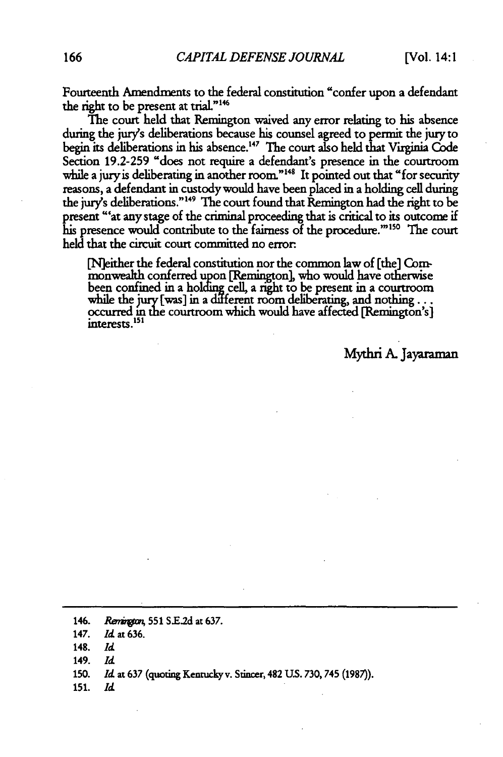Fourteenth Amendments to the federal constitution "confer upon a defendant the right to be present at trial."[146]

The court held that Remington waived any error relating to his absence during the jury's deliberations because his counsel agreed to permit the jury to begin its deliberations in his absence.[147] The court also held that Virginia Code Section 19.2-259 "does not require a defendant's presence in the courtroom while a jury is deliberating in another room."[148] It pointed out that "for security reasons, a defendant in custody would have been placed in a holding cell during the jury's deliberations."[149] The court found that Remington had the right to be present "'at any stage of the criminal proceeding that is critical to its outcome if his presence would contribute to the fairness of the procedure.'"[150] The court held that the circuit court committed no error:

> [N]either the federal constitution nor the common law of [the] Commonwealth conferred upon [Remington], who would have otherwise been confined in a holding cell, a right to be present in a courtroom while the jury [was] in a different room deliberating, and nothing . . . occurred in the courtroom which would have affected [Remington's] interests.[151]

Mythri A. Jayaraman

---

146. *Remington*, 551 S.E.2d at 637.

147. *Id.* at 636.

148. *Id.*

149. *Id.*

150. *Id.* at 637 (quoting Kentucky v. Stincer, 482 U.S. 730, 745 (1987)).

151. *Id.*